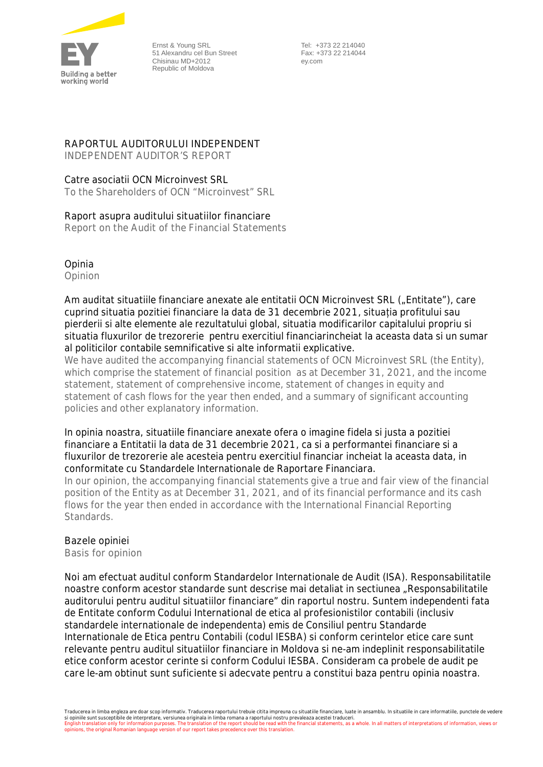Ernst & Young SRL
51 Alexandru cel Bun Street
Chisinau MD+2012
Republic of Moldova

Tel: +373 22 214040
Fax: +373 22 214044
ey.com

# RAPORTUL AUDITORULUI INDEPENDENT
INDEPENDENT AUDITOR'S REPORT

Catre asociatii OCN Microinvest SRL
To the Shareholders of OCN "Microinvest" SRL

## Raport asupra auditului situatiilor financiare
Report on the Audit of the Financial Statements

### Opinia
Opinion

Am auditat situatiile financiare anexate ale entitatii OCN Microinvest SRL („Entitate"), care cuprind situatia pozitiei financiare la data de 31 decembrie 2021, situația profitului sau pierderii si alte elemente ale rezultatului global, situatia modificarilor capitalului propriu si situatia fluxurilor de trezorerie pentru exercitiul financiarincheiat la aceasta data si un sumar al politicilor contabile semnificative si alte informatii explicative.
We have audited the accompanying financial statements of OCN Microinvest SRL (the Entity), which comprise the statement of financial position as at December 31, 2021, and the income statement, statement of comprehensive income, statement of changes in equity and statement of cash flows for the year then ended, and a summary of significant accounting policies and other explanatory information.

In opinia noastra, situatiile financiare anexate ofera o imagine fidela si justa a pozitiei financiare a Entitatii la data de 31 decembrie 2021, ca si a performantei financiare si a fluxurilor de trezorerie ale acesteia pentru exercitiul financiar incheiat la aceasta data, in conformitate cu Standardele Internationale de Raportare Financiara.
In our opinion, the accompanying financial statements give a true and fair view of the financial position of the Entity as at December 31, 2021, and of its financial performance and its cash flows for the year then ended in accordance with the International Financial Reporting Standards.

### Bazele opiniei
Basis for opinion

Noi am efectuat auditul conform Standardelor Internationale de Audit (ISA). Responsabilitatile noastre conform acestor standarde sunt descrise mai detaliat in sectiunea „Responsabilitatile auditorului pentru auditul situatiilor financiare" din raportul nostru. Suntem independenti fata de Entitate conform Codului International de etica al profesionistilor contabili (inclusiv standardele internationale de independenta) emis de Consiliul pentru Standarde Internationale de Etica pentru Contabili (codul IESBA) si conform cerintelor etice care sunt relevante pentru auditul situatiilor financiare in Moldova si ne-am indeplinit responsabilitatile etice conform acestor cerinte si conform Codului IESBA. Consideram ca probele de audit pe care le-am obtinut sunt suficiente si adecvate pentru a constitui baza pentru opinia noastra.

Traducerea in limba engleza are doar scop informativ. Traducerea raportului trebuie citita impreuna cu situatiile financiare, luate in ansamblu. In situatiile in care informatiile, punctele de vedere si opiniile sunt susceptibile de interpretare, versiunea originala in limba romana a raportului nostru prevaleaza acestei traduceri.
English translation only for information purposes. The translation of the report should be read with the financial statements, as a whole. In all matters of interpretations of information, views or opinions, the original Romanian language version of our report takes precedence over this translation.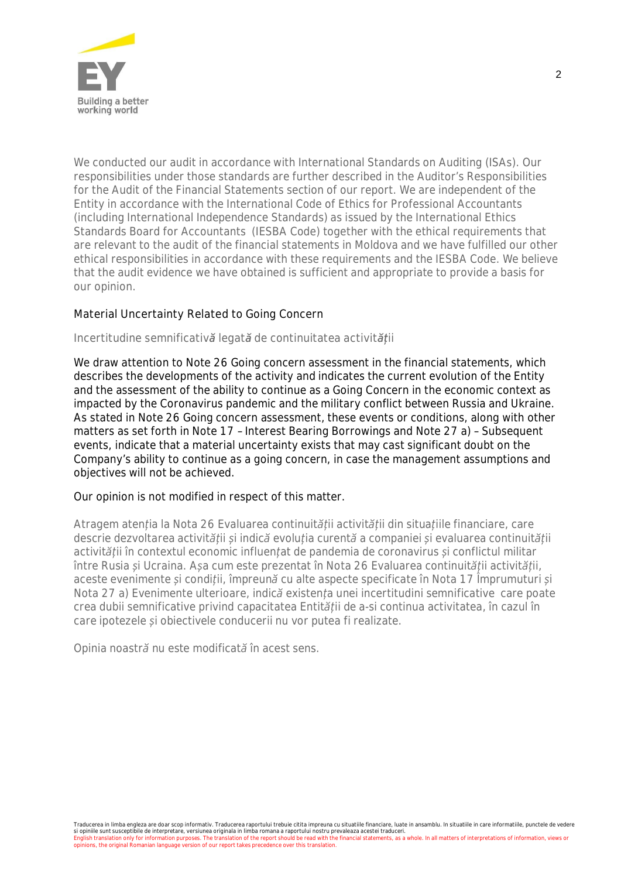We conducted our audit in accordance with International Standards on Auditing (ISAs). Our responsibilities under those standards are further described in the Auditor's Responsibilities for the Audit of the Financial Statements section of our report. We are independent of the Entity in accordance with the International Code of Ethics for Professional Accountants (including International Independence Standards) as issued by the International Ethics Standards Board for Accountants (IESBA Code) together with the ethical requirements that are relevant to the audit of the financial statements in Moldova and we have fulfilled our other ethical responsibilities in accordance with these requirements and the IESBA Code. We believe that the audit evidence we have obtained is sufficient and appropriate to provide a basis for our opinion.

## Material Uncertainty Related to Going Concern

## Incertitudine semnificativă legată de continuitatea activității

We draw attention to Note 26 Going concern assessment in the financial statements, which describes the developments of the activity and indicates the current evolution of the Entity and the assessment of the ability to continue as a Going Concern in the economic context as impacted by the Coronavirus pandemic and the military conflict between Russia and Ukraine. As stated in Note 26 Going concern assessment, these events or conditions, along with other matters as set forth in Note 17 – Interest Bearing Borrowings and Note 27 a) – Subsequent events, indicate that a material uncertainty exists that may cast significant doubt on the Company's ability to continue as a going concern, in case the management assumptions and objectives will not be achieved.

Our opinion is not modified in respect of this matter.

Atragem atenția la Nota 26 Evaluarea continuității activității din situațiile financiare, care descrie dezvoltarea activității și indică evoluția curentă a companiei și evaluarea continuității activității în contextul economic influențat de pandemia de coronavirus și conflictul militar între Rusia și Ucraina. Așa cum este prezentat în Nota 26 Evaluarea continuității activității, aceste evenimente și condiții, împreună cu alte aspecte specificate în Nota 17 Împrumuturi și Nota 27 a) Evenimente ulterioare, indică existența unei incertitudini semnificative care poate crea dubii semnificative privind capacitatea Entității de a-si continua activitatea, în cazul în care ipotezele și obiectivele conducerii nu vor putea fi realizate.

Opinia noastră nu este modificată în acest sens.

Traducerea in limba engleza are doar scop informativ. Traducerea raportului trebuie citita impreuna cu situatiile financiare, luate in ansamblu. In situatiile in care informatiile, punctele de vedere si opiniile sunt susceptibile de interpretare, versiunea originala in limba romana a raportului nostru prevaleaza acestei traduceri.
English translation only for information purposes. The translation of the report should be read with the financial statements, as a whole. In all matters of interpretations of information, views or opinions, the original Romanian language version of our report takes precedence over this translation.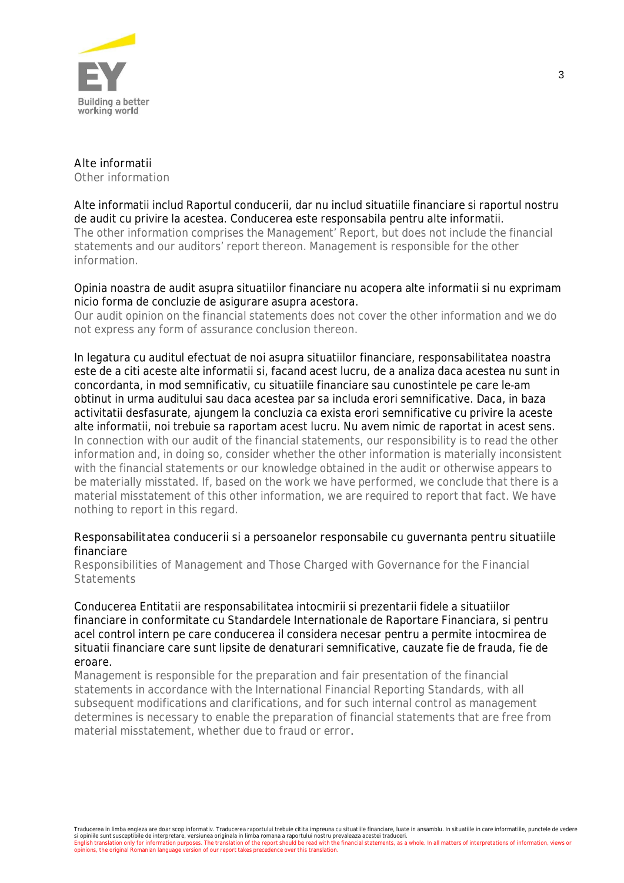Alte informatii

Other information

Alte informatii includ Raportul conducerii, dar nu includ situatiile financiare si raportul nostru de audit cu privire la acestea. Conducerea este responsabila pentru alte informatii.

The other information comprises the Management' Report, but does not include the financial statements and our auditors' report thereon. Management is responsible for the other information.

Opinia noastra de audit asupra situatiilor financiare nu acopera alte informatii si nu exprimam nicio forma de concluzie de asigurare asupra acestora.

Our audit opinion on the financial statements does not cover the other information and we do not express any form of assurance conclusion thereon.

In legatura cu auditul efectuat de noi asupra situatiilor financiare, responsabilitatea noastra este de a citi aceste alte informatii si, facand acest lucru, de a analiza daca acestea nu sunt in concordanta, in mod semnificativ, cu situatiile financiare sau cunostintele pe care le-am obtinut in urma auditului sau daca acestea par sa includa erori semnificative. Daca, in baza activitatii desfasurate, ajungem la concluzia ca exista erori semnificative cu privire la aceste alte informatii, noi trebuie sa raportam acest lucru. Nu avem nimic de raportat in acest sens.

In connection with our audit of the financial statements, our responsibility is to read the other information and, in doing so, consider whether the other information is materially inconsistent with the financial statements or our knowledge obtained in the audit or otherwise appears to be materially misstated. If, based on the work we have performed, we conclude that there is a material misstatement of this other information, we are required to report that fact. We have nothing to report in this regard.

Responsabilitatea conducerii si a persoanelor responsabile cu guvernanta pentru situatiile financiare

Responsibilities of Management and Those Charged with Governance for the Financial Statements

Conducerea Entitatii are responsabilitatea intocmirii si prezentarii fidele a situatiilor financiare in conformitate cu Standardele Internationale de Raportare Financiara, si pentru acel control intern pe care conducerea il considera necesar pentru a permite intocmirea de situatii financiare care sunt lipsite de denaturari semnificative, cauzate fie de frauda, fie de eroare.

Management is responsible for the preparation and fair presentation of the financial statements in accordance with the International Financial Reporting Standards, with all subsequent modifications and clarifications, and for such internal control as management determines is necessary to enable the preparation of financial statements that are free from material misstatement, whether due to fraud or error.

Traducerea in limba engleza are doar scop informativ. Traducerea raportului trebuie citita impreuna cu situatiile financiare, luate in ansamblu. In situatiile in care informatiile, punctele de vedere si opiniile sunt susceptibile de interpretare, versiunea originala in limba romana a raportului nostru prevaleaza acestei traduceri.
English translation only for information purposes. The translation of the report should be read with the financial statements, as a whole. In all matters of interpretations of information, views or opinions, the original Romanian language version of our report takes precedence over this translation.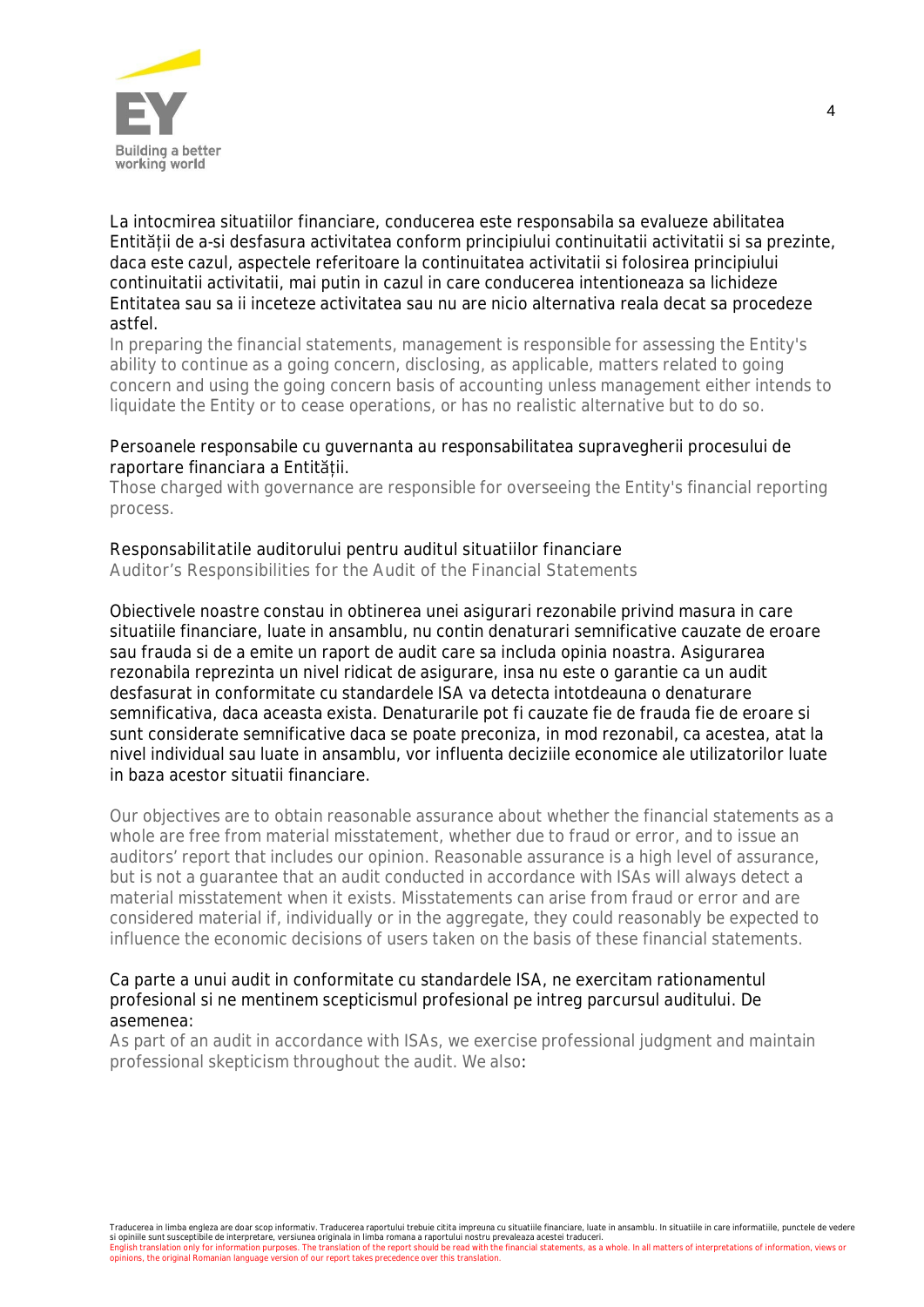La intocmirea situatiilor financiare, conducerea este responsabila sa evalueze abilitatea Entității de a-si desfasura activitatea conform principiului continuitatii activitatii si sa prezinte, daca este cazul, aspectele referitoare la continuitatea activitatii si folosirea principiului continuitatii activitatii, mai putin in cazul in care conducerea intentioneaza sa lichideze Entitatea sau sa ii inceteze activitatea sau nu are nicio alternativa reala decat sa procedeze astfel.

In preparing the financial statements, management is responsible for assessing the Entity's ability to continue as a going concern, disclosing, as applicable, matters related to going concern and using the going concern basis of accounting unless management either intends to liquidate the Entity or to cease operations, or has no realistic alternative but to do so.

Persoanele responsabile cu guvernanta au responsabilitatea supravegherii procesului de raportare financiara a Entității.

Those charged with governance are responsible for overseeing the Entity's financial reporting process.

## Responsabilitatile auditorului pentru auditul situatiilor financiare

## Auditor's Responsibilities for the Audit of the Financial Statements

Obiectivele noastre constau in obtinerea unei asigurari rezonabile privind masura in care situatiile financiare, luate in ansamblu, nu contin denaturari semnificative cauzate de eroare sau frauda si de a emite un raport de audit care sa includa opinia noastra. Asigurarea rezonabila reprezinta un nivel ridicat de asigurare, insa nu este o garantie ca un audit desfasurat in conformitate cu standardele ISA va detecta intotdeauna o denaturare semnificativa, daca aceasta exista. Denaturarile pot fi cauzate fie de frauda fie de eroare si sunt considerate semnificative daca se poate preconiza, in mod rezonabil, ca acestea, atat la nivel individual sau luate in ansamblu, vor influenta deciziile economice ale utilizatorilor luate in baza acestor situatii financiare.

Our objectives are to obtain reasonable assurance about whether the financial statements as a whole are free from material misstatement, whether due to fraud or error, and to issue an auditors' report that includes our opinion. Reasonable assurance is a high level of assurance, but is not a guarantee that an audit conducted in accordance with ISAs will always detect a material misstatement when it exists. Misstatements can arise from fraud or error and are considered material if, individually or in the aggregate, they could reasonably be expected to influence the economic decisions of users taken on the basis of these financial statements.

Ca parte a unui audit in conformitate cu standardele ISA, ne exercitam rationamentul profesional si ne mentinem scepticismul profesional pe intreg parcursul auditului. De asemenea:

As part of an audit in accordance with ISAs, we exercise professional judgment and maintain professional skepticism throughout the audit. We also:

Traducerea in limba engleza are doar scop informativ. Traducerea raportului trebuie citita impreuna cu situatiile financiare, luate in ansamblu. In situatiile in care informatiile, punctele de vedere si opiniile sunt susceptibile de interpretare, versiunea originala in limba romana a raportului nostru prevaleaza acestei traduceri.
English translation only for information purposes. The translation of the report should be read with the financial statements, as a whole. In all matters of interpretations of information, views or opinions, the original Romanian language version of our report takes precedence over this translation.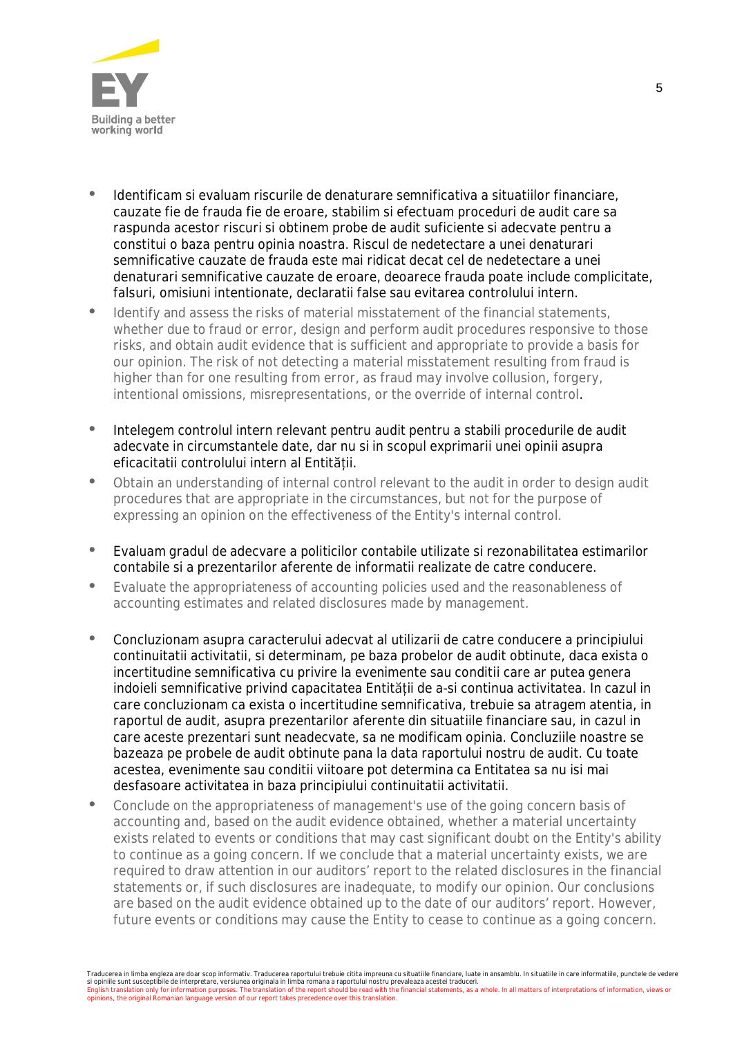- Identificam si evaluam riscurile de denaturare semnificativa a situatiilor financiare, cauzate fie de frauda fie de eroare, stabilim si efectuam proceduri de audit care sa raspunda acestor riscuri si obtinem probe de audit suficiente si adecvate pentru a constitui o baza pentru opinia noastra. Riscul de nedetectare a unei denaturari semnificative cauzate de frauda este mai ridicat decat cel de nedetectare a unei denaturari semnificative cauzate de eroare, deoarece frauda poate include complicitate, falsuri, omisiuni intentionate, declaratii false sau evitarea controlului intern.
- Identify and assess the risks of material misstatement of the financial statements, whether due to fraud or error, design and perform audit procedures responsive to those risks, and obtain audit evidence that is sufficient and appropriate to provide a basis for our opinion. The risk of not detecting a material misstatement resulting from fraud is higher than for one resulting from error, as fraud may involve collusion, forgery, intentional omissions, misrepresentations, or the override of internal control.

- Intelegem controlul intern relevant pentru audit pentru a stabili procedurile de audit adecvate in circumstantele date, dar nu si in scopul exprimarii unei opinii asupra eficacitatii controlului intern al Entității.
- Obtain an understanding of internal control relevant to the audit in order to design audit procedures that are appropriate in the circumstances, but not for the purpose of expressing an opinion on the effectiveness of the Entity's internal control.

- Evaluam gradul de adecvare a politicilor contabile utilizate si rezonabilitatea estimarilor contabile si a prezentarilor aferente de informatii realizate de catre conducere.
- Evaluate the appropriateness of accounting policies used and the reasonableness of accounting estimates and related disclosures made by management.

- Concluzionam asupra caracterului adecvat al utilizarii de catre conducere a principiului continuitatii activitatii, si determinam, pe baza probelor de audit obtinute, daca exista o incertitudine semnificativa cu privire la evenimente sau conditii care ar putea genera indoieli semnificative privind capacitatea Entității de a-si continua activitatea. In cazul in care concluzionam ca exista o incertitudine semnificativa, trebuie sa atragem atentia, in raportul de audit, asupra prezentarilor aferente din situatiile financiare sau, in cazul in care aceste prezentari sunt neadecvate, sa ne modificam opinia. Concluziile noastre se bazeaza pe probele de audit obtinute pana la data raportului nostru de audit. Cu toate acestea, evenimente sau conditii viitoare pot determina ca Entitatea sa nu isi mai desfasoare activitatea in baza principiului continuitatii activitatii.
- Conclude on the appropriateness of management's use of the going concern basis of accounting and, based on the audit evidence obtained, whether a material uncertainty exists related to events or conditions that may cast significant doubt on the Entity's ability to continue as a going concern. If we conclude that a material uncertainty exists, we are required to draw attention in our auditors' report to the related disclosures in the financial statements or, if such disclosures are inadequate, to modify our opinion. Our conclusions are based on the audit evidence obtained up to the date of our auditors' report. However, future events or conditions may cause the Entity to cease to continue as a going concern.

Traducerea in limba engleza are doar scop informativ. Traducerea raportului trebuie citita impreuna cu situatiile financiare, luate in ansamblu. In situatiile in care informatiile, punctele de vedere si opiniile sunt susceptibile de interpretare, versiunea originala in limba romana a raportului nostru prevaleaza acestei traduceri.
English translation only for information purposes. The translation of the report should be read with the financial statements, as a whole. In all matters of interpretations of information, views or opinions, the original Romanian language version of our report takes precedence over this translation.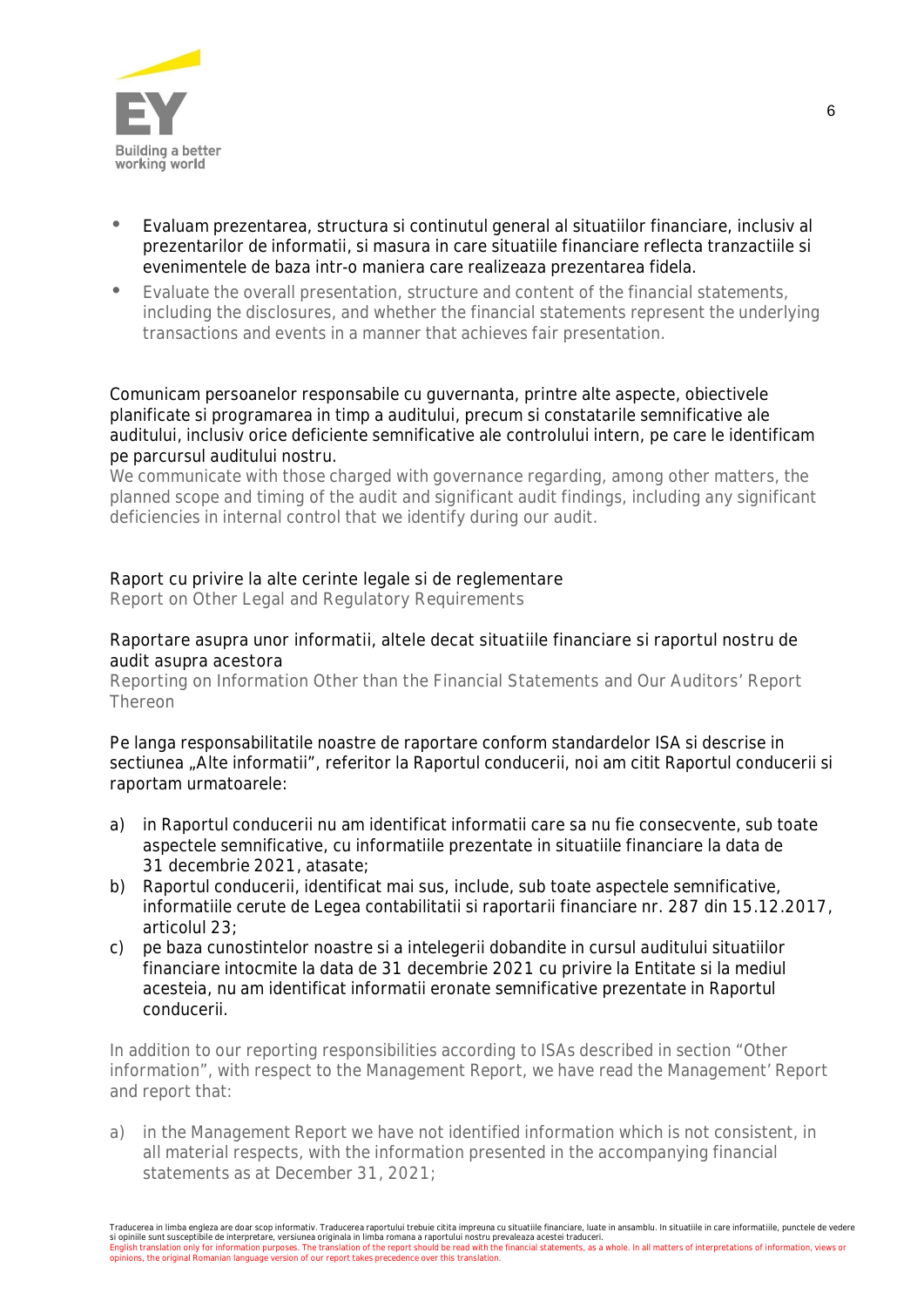- Evaluam prezentarea, structura si continutul general al situatiilor financiare, inclusiv al prezentarilor de informatii, si masura in care situatiile financiare reflecta tranzactiile si evenimentele de baza intr-o maniera care realizeaza prezentarea fidela.
- Evaluate the overall presentation, structure and content of the financial statements, including the disclosures, and whether the financial statements represent the underlying transactions and events in a manner that achieves fair presentation.

Comunicam persoanelor responsabile cu guvernanta, printre alte aspecte, obiectivele planificate si programarea in timp a auditului, precum si constatarile semnificative ale auditului, inclusiv orice deficiente semnificative ale controlului intern, pe care le identificam pe parcursul auditului nostru.
We communicate with those charged with governance regarding, among other matters, the planned scope and timing of the audit and significant audit findings, including any significant deficiencies in internal control that we identify during our audit.

## Raport cu privire la alte cerinte legale si de reglementare
## Report on Other Legal and Regulatory Requirements

### Raportare asupra unor informatii, altele decat situatiile financiare si raportul nostru de audit asupra acestora
### Reporting on Information Other than the Financial Statements and Our Auditors' Report Thereon

Pe langa responsabilitatile noastre de raportare conform standardelor ISA si descrise in sectiunea „Alte informatii", referitor la Raportul conducerii, noi am citit Raportul conducerii si raportam urmatoarele:

a) in Raportul conducerii nu am identificat informatii care sa nu fie consecvente, sub toate aspectele semnificative, cu informatiile prezentate in situatiile financiare la data de 31 decembrie 2021, atasate;
b) Raportul conducerii, identificat mai sus, include, sub toate aspectele semnificative, informatiile cerute de Legea contabilitatii si raportarii financiare nr. 287 din 15.12.2017, articolul 23;
c) pe baza cunostintelor noastre si a intelegerii dobandite in cursul auditului situatiilor financiare intocmite la data de 31 decembrie 2021 cu privire la Entitate si la mediul acesteia, nu am identificat informatii eronate semnificative prezentate in Raportul conducerii.

In addition to our reporting responsibilities according to ISAs described in section "Other information", with respect to the Management Report, we have read the Management' Report and report that:

a) in the Management Report we have not identified information which is not consistent, in all material respects, with the information presented in the accompanying financial statements as at December 31, 2021;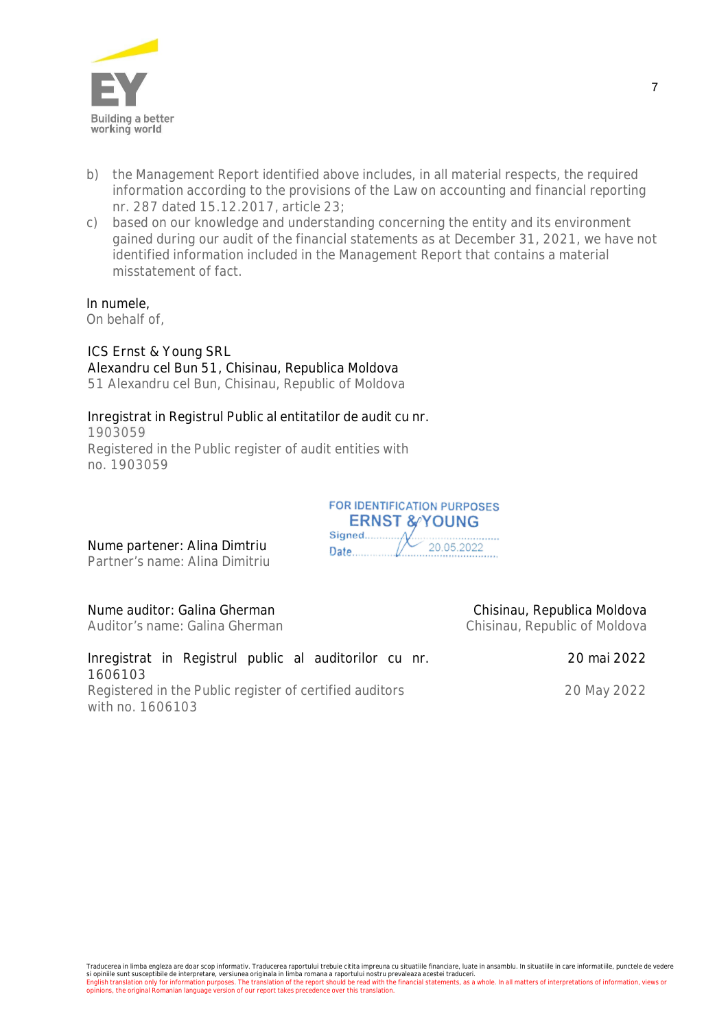b) the Management Report identified above includes, in all material respects, the required information according to the provisions of the Law on accounting and financial reporting nr. 287 dated 15.12.2017, article 23;

c) based on our knowledge and understanding concerning the entity and its environment gained during our audit of the financial statements as at December 31, 2021, we have not identified information included in the Management Report that contains a material misstatement of fact.

In numele,
On behalf of,

ICS Ernst & Young SRL
Alexandru cel Bun 51, Chisinau, Republica Moldova
51 Alexandru cel Bun, Chisinau, Republic of Moldova

Inregistrat in Registrul Public al entitatilor de audit cu nr. 1903059
Registered in the Public register of audit entities with no. 1903059

FOR IDENTIFICATION PURPOSES
ERNST & YOUNG
Signed.............
Date............. 20.05.2022

Nume partener: Alina Dimtriu
Partner's name: Alina Dimitriu

Nume auditor: Galina Gherman
Auditor's name: Galina Gherman

Inregistrat in Registrul public al auditorilor cu nr. 1606103
Registered in the Public register of certified auditors with no. 1606103

Chisinau, Republica Moldova
Chisinau, Republic of Moldova

20 mai 2022

20 May 2022

Traducerea in limba engleza are doar scop informativ. Traducerea raportului trebuie citita impreuna cu situatiile financiare, luate in ansamblu. In situatiile in care informatiile, punctele de vedere si opiniile sunt susceptibile de interpretare, versiunea originala in limba romana a raportului nostru prevaleaza acestei traduceri.
English translation only for information purposes. The translation of the report should be read with the financial statements, as a whole. In all matters of interpretations of information, views or opinions, the original Romanian language version of our report takes precedence over this translation.